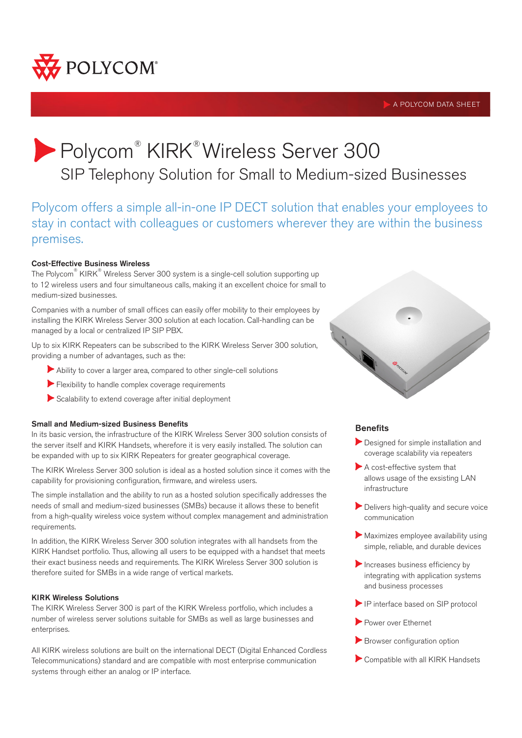POLYCOM®

A POLYCOM DATA SHEET

# Polycom® KIRK® Wireless Server 300

## SIP Telephony Solution for Small to Medium-sized Businesses

Polycom offers a simple all-in-one IP DECT solution that enables your employees to stay in contact with colleagues or customers wherever they are within the business premises.

### Cost-Effective Business Wireless

The Polycom® KIRK® Wireless Server 300 system is a single-cell solution supporting up to 12 wireless users and four simultaneous calls, making it an excellent choice for small to medium-sized businesses.

Companies with a number of small offices can easily offer mobility to their employees by installing the KIRK Wireless Server 300 solution at each location. Call-handling can be managed by a local or centralized IP SIP PBX.

Up to six KIRK Repeaters can be subscribed to the KIRK Wireless Server 300 solution, providing a number of advantages, such as the:

- Ability to cover a larger area, compared to other single-cell solutions
- Flexibility to handle complex coverage requirements
- Scalability to extend coverage after initial deployment

### Small and Medium-sized Business Benefits

In its basic version, the infrastructure of the KIRK Wireless Server 300 solution consists of the server itself and KIRK Handsets, wherefore it is very easily installed. The solution can be expanded with up to six KIRK Repeaters for greater geographical coverage.

The KIRK Wireless Server 300 solution is ideal as a hosted solution since it comes with the capability for provisioning configuration, firmware, and wireless users.

The simple installation and the ability to run as a hosted solution specifically addresses the needs of small and medium-sized businesses (SMBs) because it allows these to benefit from a high-quality wireless voice system without complex management and administration requirements.

In addition, the KIRK Wireless Server 300 solution integrates with all handsets from the KIRK Handset portfolio. Thus, allowing all users to be equipped with a handset that meets their exact business needs and requirements. The KIRK Wireless Server 300 solution is therefore suited for SMBs in a wide range of vertical markets.

### KIRK Wireless Solutions

The KIRK Wireless Server 300 is part of the KIRK Wireless portfolio, which includes a number of wireless server solutions suitable for SMBs as well as large businesses and enterprises.

All KIRK wireless solutions are built on the international DECT (Digital Enhanced Cordless Telecommunications) standard and are compatible with most enterprise communication systems through either an analog or IP interface.

### Benefits

- Designed for simple installation and coverage scalability via repeaters
- A cost-effective system that allows usage of the exsisting LAN infrastructure
- Delivers high-quality and secure voice communication
- Maximizes employee availability using simple, reliable, and durable devices
- Increases business efficiency by integrating with application systems and business processes
- IP interface based on SIP protocol
- Power over Ethernet
- Browser configuration option
- Compatible with all KIRK Handsets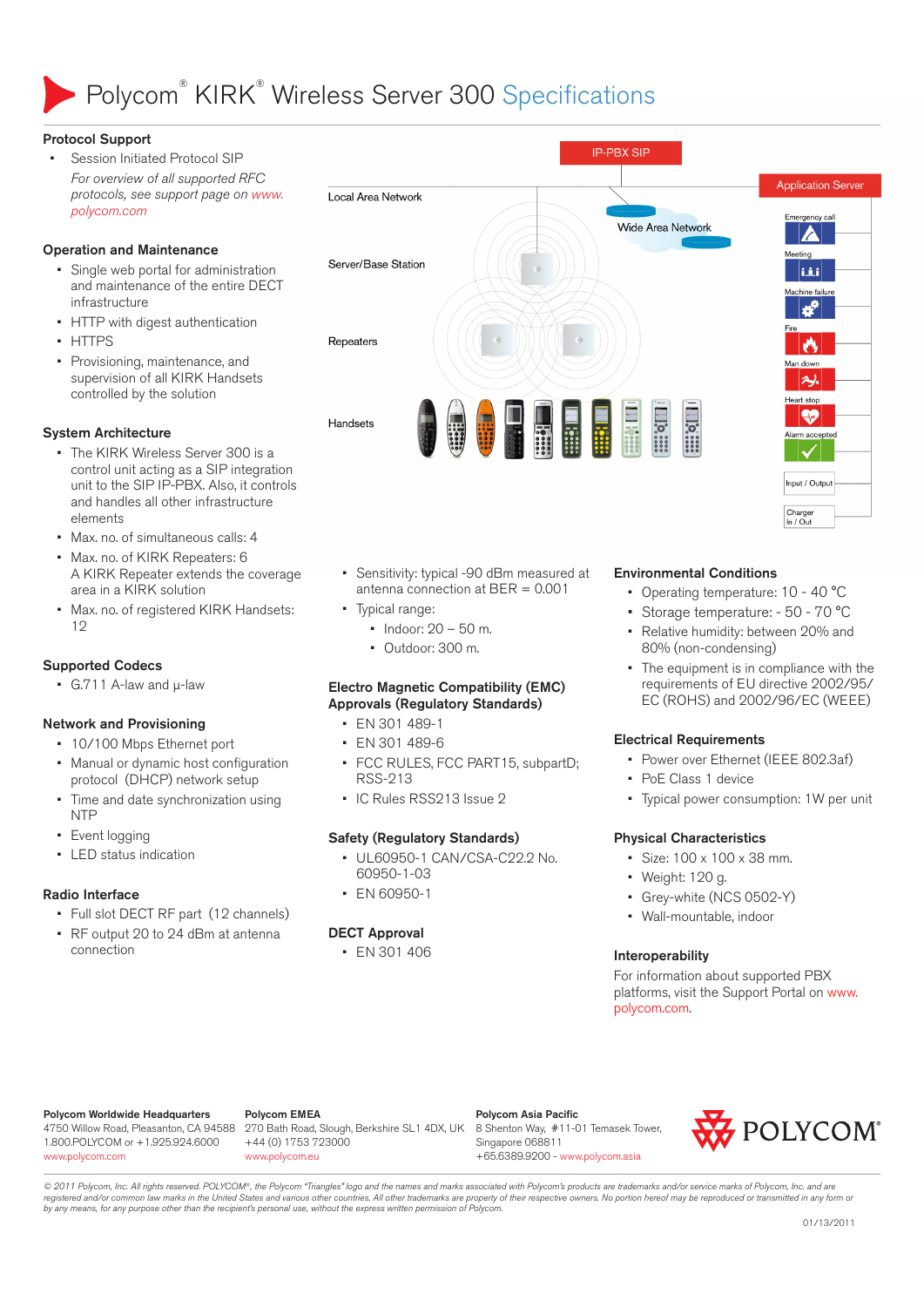# Polycom® KIRK® Wireless Server 300 Specifications

IP-PBX SIP

Application Server

Local Area Network

Wide Area Network

Server/Base Station

Repeaters

Handsets

Emergency call

Meeting

Machine failure

Fire

Man down

Heart stop

Alarm accepted

Input / Output

Charger In / Out

## Protocol Support

- Session Initiated Protocol SIP

  *For overview of all supported RFC protocols, see support page on www.polycom.com*

## Operation and Maintenance

- Single web portal for administration and maintenance of the entire DECT infrastructure
- HTTP with digest authentication
- HTTPS
- Provisioning, maintenance, and supervision of all KIRK Handsets controlled by the solution

## System Architecture

- The KIRK Wireless Server 300 is a control unit acting as a SIP integration unit to the SIP IP-PBX. Also, it controls and handles all other infrastructure elements
- Max. no. of simultaneous calls: 4
- Max. no. of KIRK Repeaters: 6

  A KIRK Repeater extends the coverage area in a KIRK solution
- Max. no. of registered KIRK Handsets: 12

## Supported Codecs

- G.711 A-law and µ-law

## Network and Provisioning

- 10/100 Mbps Ethernet port
- Manual or dynamic host configuration protocol (DHCP) network setup
- Time and date synchronization using NTP
- Event logging
- LED status indication

## Radio Interface

- Full slot DECT RF part (12 channels)
- RF output 20 to 24 dBm at antenna connection
- Sensitivity: typical -90 dBm measured at antenna connection at BER = 0.001
- Typical range:
  - Indoor: 20 – 50 m.
  - Outdoor: 300 m.

## Electro Magnetic Compatibility (EMC) Approvals (Regulatory Standards)

- EN 301 489-1
- EN 301 489-6
- FCC RULES, FCC PART15, subpartD; RSS-213
- IC Rules RSS213 Issue 2

## Safety (Regulatory Standards)

- UL60950-1 CAN/CSA-C22.2 No. 60950-1-03
- EN 60950-1

## DECT Approval

- EN 301 406

## Environmental Conditions

- Operating temperature: 10 - 40 °C
- Storage temperature: - 50 - 70 °C
- Relative humidity: between 20% and 80% (non-condensing)
- The equipment is in compliance with the requirements of EU directive 2002/95/EC (ROHS) and 2002/96/EC (WEEE)

## Electrical Requirements

- Power over Ethernet (IEEE 802.3af)
- PoE Class 1 device
- Typical power consumption: 1W per unit

## Physical Characteristics

- Size: 100 x 100 x 38 mm.
- Weight: 120 g.
- Grey-white (NCS 0502-Y)
- Wall-mountable, indoor

## Interoperability

For information about supported PBX platforms, visit the Support Portal on www.polycom.com.

**Polycom Worldwide Headquarters**
4750 Willow Road, Pleasanton, CA 94588
1.800.POLYCOM or +1.925.924.6000
www.polycom.com

**Polycom EMEA**
270 Bath Road, Slough, Berkshire SL1 4DX, UK
+44 (0) 1753 723000
www.polycom.eu

**Polycom Asia Pacific**
8 Shenton Way, #11-01 Temasek Tower,
Singapore 068811
+65.6389.9200 - www.polycom.asia

POLYCOM®

*© 2011 Polycom, Inc. All rights reserved. POLYCOM®, the Polycom "Triangles" logo and the names and marks associated with Polycom's products are trademarks and/or service marks of Polycom, Inc. and are registered and/or common law marks in the United States and various other countries. All other trademarks are property of their respective owners. No portion hereof may be reproduced or transmitted in any form or by any means, for any purpose other than the recipient's personal use, without the express written permission of Polycom.*

01/13/2011